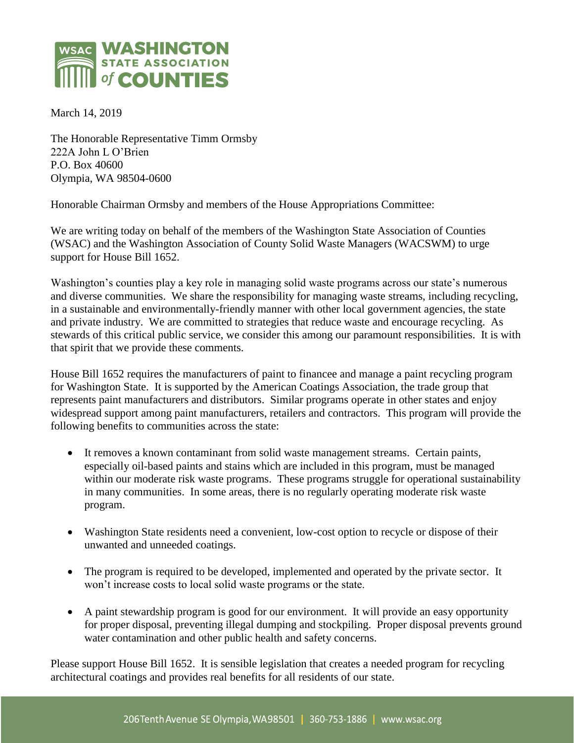**WSAC WASHINGTON STATE ASSOCIATION of COUNTIES**

March 14, 2019

The Honorable Representative Timm Ormsby
222A John L O'Brien
P.O. Box 40600
Olympia, WA 98504-0600

Honorable Chairman Ormsby and members of the House Appropriations Committee:

We are writing today on behalf of the members of the Washington State Association of Counties (WSAC) and the Washington Association of County Solid Waste Managers (WACSWM) to urge support for House Bill 1652.

Washington's counties play a key role in managing solid waste programs across our state's numerous and diverse communities. We share the responsibility for managing waste streams, including recycling, in a sustainable and environmentally-friendly manner with other local government agencies, the state and private industry. We are committed to strategies that reduce waste and encourage recycling. As stewards of this critical public service, we consider this among our paramount responsibilities. It is with that spirit that we provide these comments.

House Bill 1652 requires the manufacturers of paint to financee and manage a paint recycling program for Washington State. It is supported by the American Coatings Association, the trade group that represents paint manufacturers and distributors. Similar programs operate in other states and enjoy widespread support among paint manufacturers, retailers and contractors. This program will provide the following benefits to communities across the state:

- It removes a known contaminant from solid waste management streams. Certain paints, especially oil-based paints and stains which are included in this program, must be managed within our moderate risk waste programs. These programs struggle for operational sustainability in many communities. In some areas, there is no regularly operating moderate risk waste program.

- Washington State residents need a convenient, low-cost option to recycle or dispose of their unwanted and unneeded coatings.

- The program is required to be developed, implemented and operated by the private sector. It won't increase costs to local solid waste programs or the state.

- A paint stewardship program is good for our environment. It will provide an easy opportunity for proper disposal, preventing illegal dumping and stockpiling. Proper disposal prevents ground water contamination and other public health and safety concerns.

Please support House Bill 1652. It is sensible legislation that creates a needed program for recycling architectural coatings and provides real benefits for all residents of our state.

206 Tenth Avenue SE Olympia, WA 98501 | 360-753-1886 | www.wsac.org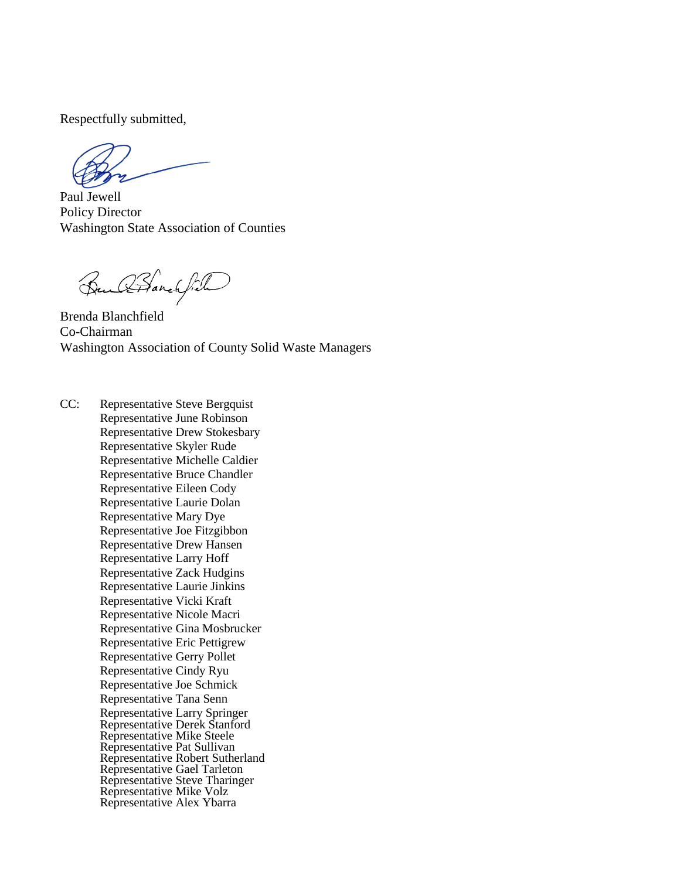Respectfully submitted,

Paul Jewell
Policy Director
Washington State Association of Counties

Brenda Blanchfield
Co-Chairman
Washington Association of County Solid Waste Managers

CC: Representative Steve Bergquist
Representative June Robinson
Representative Drew Stokesbary
Representative Skyler Rude
Representative Michelle Caldier
Representative Bruce Chandler
Representative Eileen Cody
Representative Laurie Dolan
Representative Mary Dye
Representative Joe Fitzgibbon
Representative Drew Hansen
Representative Larry Hoff
Representative Zack Hudgins
Representative Laurie Jinkins
Representative Vicki Kraft
Representative Nicole Macri
Representative Gina Mosbrucker
Representative Eric Pettigrew
Representative Gerry Pollet
Representative Cindy Ryu
Representative Joe Schmick
Representative Tana Senn
Representative Larry Springer
Representative Derek Stanford
Representative Mike Steele
Representative Pat Sullivan
Representative Robert Sutherland
Representative Gael Tarleton
Representative Steve Tharinger
Representative Mike Volz
Representative Alex Ybarra